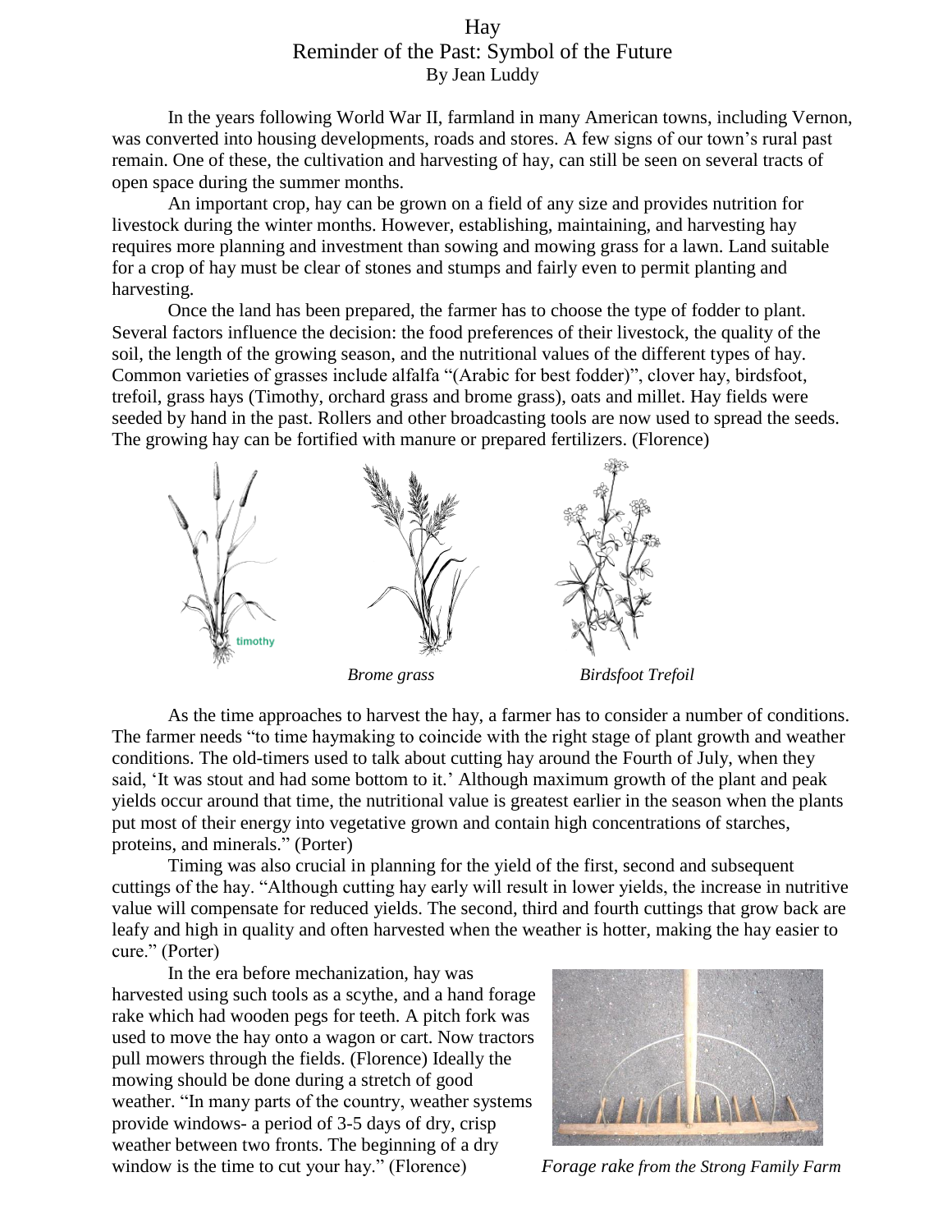# Hay
## Reminder of the Past: Symbol of the Future
By Jean Luddy

In the years following World War II, farmland in many American towns, including Vernon, was converted into housing developments, roads and stores. A few signs of our town's rural past remain. One of these, the cultivation and harvesting of hay, can still be seen on several tracts of open space during the summer months.

An important crop, hay can be grown on a field of any size and provides nutrition for livestock during the winter months. However, establishing, maintaining, and harvesting hay requires more planning and investment than sowing and mowing grass for a lawn. Land suitable for a crop of hay must be clear of stones and stumps and fairly even to permit planting and harvesting.

Once the land has been prepared, the farmer has to choose the type of fodder to plant. Several factors influence the decision: the food preferences of their livestock, the quality of the soil, the length of the growing season, and the nutritional values of the different types of hay. Common varieties of grasses include alfalfa "(Arabic for best fodder)", clover hay, birdsfoot, trefoil, grass hays (Timothy, orchard grass and brome grass), oats and millet. Hay fields were seeded by hand in the past. Rollers and other broadcasting tools are now used to spread the seeds. The growing hay can be fortified with manure or prepared fertilizers. (Florence)

timothy

*Brome grass*

*Birdsfoot Trefoil*

As the time approaches to harvest the hay, a farmer has to consider a number of conditions. The farmer needs "to time haymaking to coincide with the right stage of plant growth and weather conditions. The old-timers used to talk about cutting hay around the Fourth of July, when they said, 'It was stout and had some bottom to it.' Although maximum growth of the plant and peak yields occur around that time, the nutritional value is greatest earlier in the season when the plants put most of their energy into vegetative grown and contain high concentrations of starches, proteins, and minerals." (Porter)

Timing was also crucial in planning for the yield of the first, second and subsequent cuttings of the hay. "Although cutting hay early will result in lower yields, the increase in nutritive value will compensate for reduced yields. The second, third and fourth cuttings that grow back are leafy and high in quality and often harvested when the weather is hotter, making the hay easier to cure." (Porter)

In the era before mechanization, hay was harvested using such tools as a scythe, and a hand forage rake which had wooden pegs for teeth. A pitch fork was used to move the hay onto a wagon or cart. Now tractors pull mowers through the fields. (Florence) Ideally the mowing should be done during a stretch of good weather. "In many parts of the country, weather systems provide windows- a period of 3-5 days of dry, crisp weather between two fronts. The beginning of a dry window is the time to cut your hay." (Florence)

*Forage rake from the Strong Family Farm*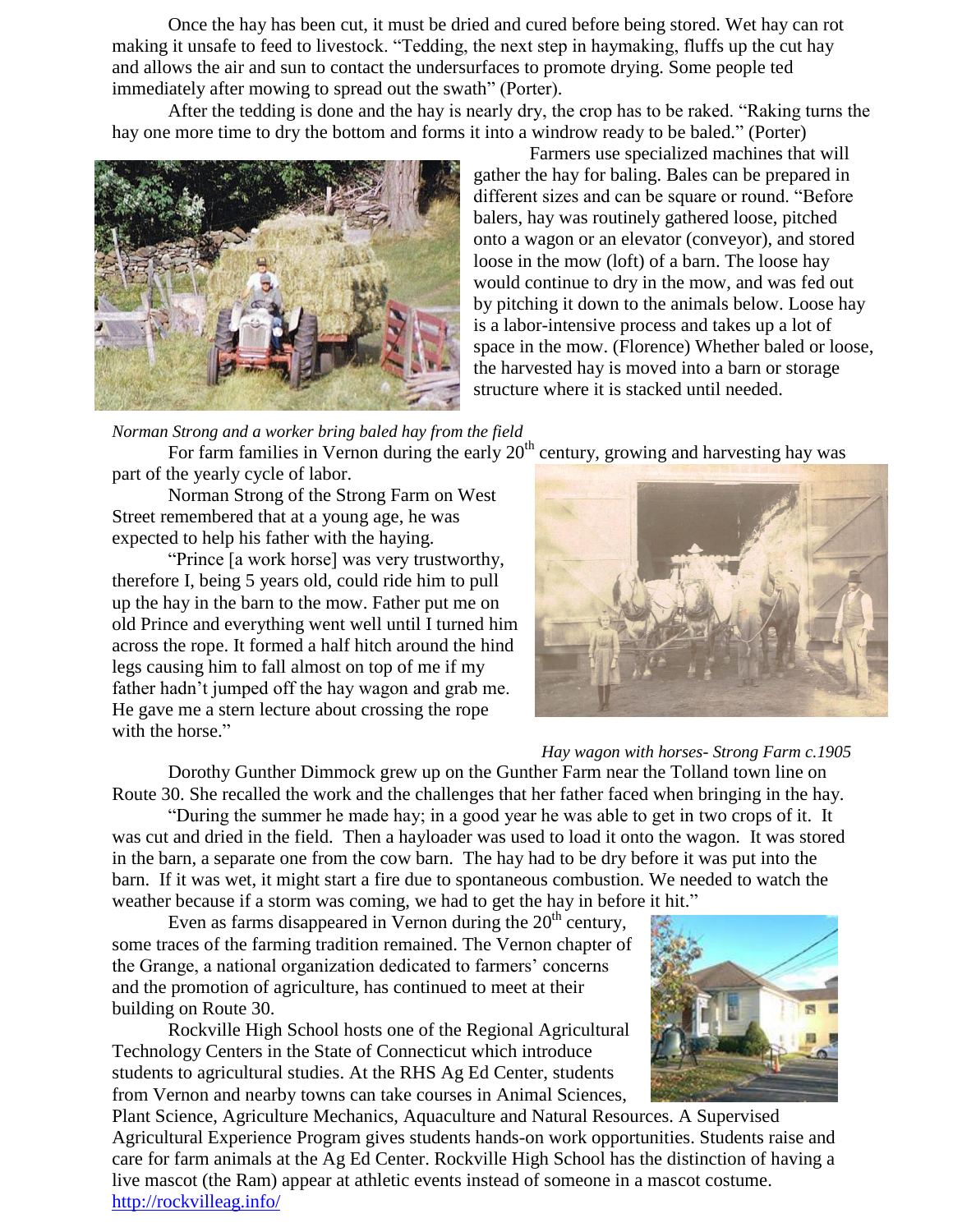Once the hay has been cut, it must be dried and cured before being stored. Wet hay can rot making it unsafe to feed to livestock. "Tedding, the next step in haymaking, fluffs up the cut hay and allows the air and sun to contact the undersurfaces to promote drying. Some people ted immediately after mowing to spread out the swath" (Porter).

After the tedding is done and the hay is nearly dry, the crop has to be raked. "Raking turns the hay one more time to dry the bottom and forms it into a windrow ready to be baled." (Porter)

Farmers use specialized machines that will gather the hay for baling. Bales can be prepared in different sizes and can be square or round. "Before balers, hay was routinely gathered loose, pitched onto a wagon or an elevator (conveyor), and stored loose in the mow (loft) of a barn. The loose hay would continue to dry in the mow, and was fed out by pitching it down to the animals below. Loose hay is a labor-intensive process and takes up a lot of space in the mow. (Florence) Whether baled or loose, the harvested hay is moved into a barn or storage structure where it is stacked until needed.

*Norman Strong and a worker bring baled hay from the field*

For farm families in Vernon during the early 20th century, growing and harvesting hay was part of the yearly cycle of labor.

Norman Strong of the Strong Farm on West Street remembered that at a young age, he was expected to help his father with the haying.

"Prince [a work horse] was very trustworthy, therefore I, being 5 years old, could ride him to pull up the hay in the barn to the mow. Father put me on old Prince and everything went well until I turned him across the rope. It formed a half hitch around the hind legs causing him to fall almost on top of me if my father hadn't jumped off the hay wagon and grab me. He gave me a stern lecture about crossing the rope with the horse."

*Hay wagon with horses- Strong Farm c.1905*

Dorothy Gunther Dimmock grew up on the Gunther Farm near the Tolland town line on Route 30. She recalled the work and the challenges that her father faced when bringing in the hay.

"During the summer he made hay; in a good year he was able to get in two crops of it. It was cut and dried in the field. Then a hayloader was used to load it onto the wagon. It was stored in the barn, a separate one from the cow barn. The hay had to be dry before it was put into the barn. If it was wet, it might start a fire due to spontaneous combustion. We needed to watch the weather because if a storm was coming, we had to get the hay in before it hit."

Even as farms disappeared in Vernon during the 20th century, some traces of the farming tradition remained. The Vernon chapter of the Grange, a national organization dedicated to farmers' concerns and the promotion of agriculture, has continued to meet at their building on Route 30.

Rockville High School hosts one of the Regional Agricultural Technology Centers in the State of Connecticut which introduce students to agricultural studies. At the RHS Ag Ed Center, students from Vernon and nearby towns can take courses in Animal Sciences, Plant Science, Agriculture Mechanics, Aquaculture and Natural Resources. A Supervised Agricultural Experience Program gives students hands-on work opportunities. Students raise and care for farm animals at the Ag Ed Center. Rockville High School has the distinction of having a live mascot (the Ram) appear at athletic events instead of someone in a mascot costume.
http://rockvilleag.info/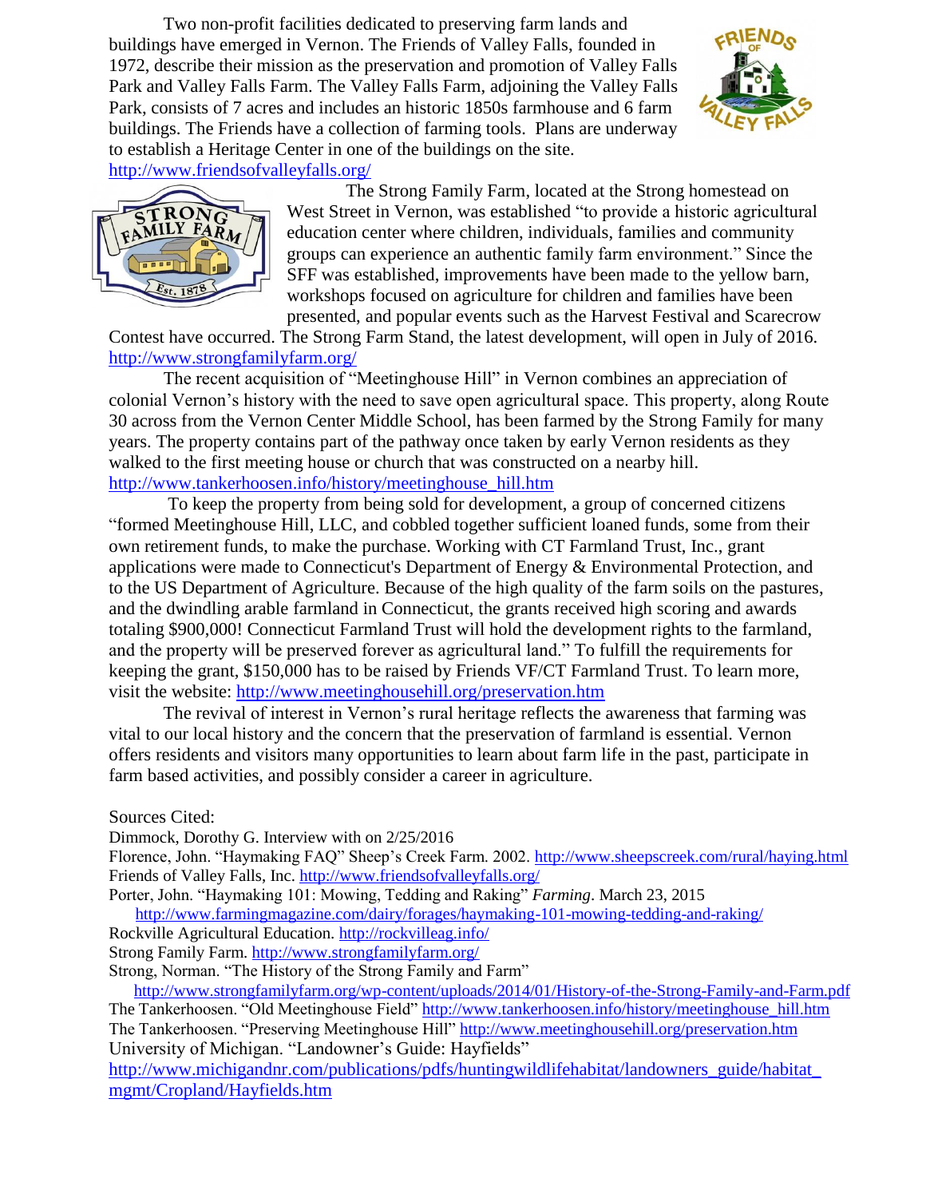Two non-profit facilities dedicated to preserving farm lands and buildings have emerged in Vernon. The Friends of Valley Falls, founded in 1972, describe their mission as the preservation and promotion of Valley Falls Park and Valley Falls Farm. The Valley Falls Farm, adjoining the Valley Falls Park, consists of 7 acres and includes an historic 1850s farmhouse and 6 farm buildings. The Friends have a collection of farming tools. Plans are underway to establish a Heritage Center in one of the buildings on the site. http://www.friendsofvalleyfalls.org/

The Strong Family Farm, located at the Strong homestead on West Street in Vernon, was established "to provide a historic agricultural education center where children, individuals, families and community groups can experience an authentic family farm environment." Since the SFF was established, improvements have been made to the yellow barn, workshops focused on agriculture for children and families have been presented, and popular events such as the Harvest Festival and Scarecrow Contest have occurred. The Strong Farm Stand, the latest development, will open in July of 2016. http://www.strongfamilyfarm.org/

The recent acquisition of "Meetinghouse Hill" in Vernon combines an appreciation of colonial Vernon's history with the need to save open agricultural space. This property, along Route 30 across from the Vernon Center Middle School, has been farmed by the Strong Family for many years. The property contains part of the pathway once taken by early Vernon residents as they walked to the first meeting house or church that was constructed on a nearby hill. http://www.tankerhoosen.info/history/meetinghouse_hill.htm

To keep the property from being sold for development, a group of concerned citizens "formed Meetinghouse Hill, LLC, and cobbled together sufficient loaned funds, some from their own retirement funds, to make the purchase. Working with CT Farmland Trust, Inc., grant applications were made to Connecticut's Department of Energy & Environmental Protection, and to the US Department of Agriculture. Because of the high quality of the farm soils on the pastures, and the dwindling arable farmland in Connecticut, the grants received high scoring and awards totaling $900,000! Connecticut Farmland Trust will hold the development rights to the farmland, and the property will be preserved forever as agricultural land." To fulfill the requirements for keeping the grant, $150,000 has to be raised by Friends VF/CT Farmland Trust. To learn more, visit the website: http://www.meetinghousehill.org/preservation.htm

The revival of interest in Vernon's rural heritage reflects the awareness that farming was vital to our local history and the concern that the preservation of farmland is essential. Vernon offers residents and visitors many opportunities to learn about farm life in the past, participate in farm based activities, and possibly consider a career in agriculture.

Sources Cited:

Dimmock, Dorothy G. Interview with on 2/25/2016

Florence, John. "Haymaking FAQ" Sheep's Creek Farm. 2002. http://www.sheepscreek.com/rural/haying.html

Friends of Valley Falls, Inc. http://www.friendsofvalleyfalls.org/

Porter, John. "Haymaking 101: Mowing, Tedding and Raking" *Farming*. March 23, 2015 http://www.farmingmagazine.com/dairy/forages/haymaking-101-mowing-tedding-and-raking/

Rockville Agricultural Education. http://rockvilleag.info/

Strong Family Farm. http://www.strongfamilyfarm.org/

Strong, Norman. "The History of the Strong Family and Farm" http://www.strongfamilyfarm.org/wp-content/uploads/2014/01/History-of-the-Strong-Family-and-Farm.pdf

The Tankerhoosen. "Old Meetinghouse Field" http://www.tankerhoosen.info/history/meetinghouse_hill.htm

The Tankerhoosen. "Preserving Meetinghouse Hill" http://www.meetinghousehill.org/preservation.htm

University of Michigan. "Landowner's Guide: Hayfields" http://www.michigandnr.com/publications/pdfs/huntingwildlifehabitat/landowners_guide/habitat_mgmt/Cropland/Hayfields.htm